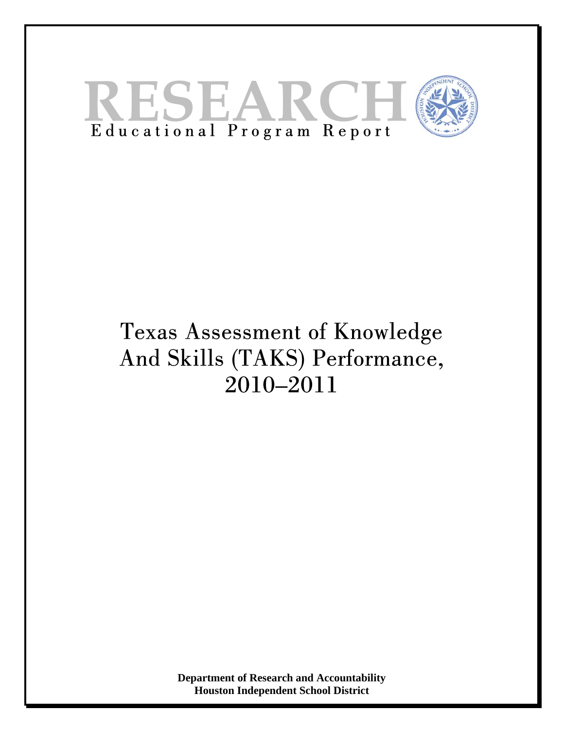# RESEARCH

Educational Program Report

# Texas Assessment of Knowledge And Skills (TAKS) Performance, 2010–2011

**Department of Research and Accountability**
**Houston Independent School District**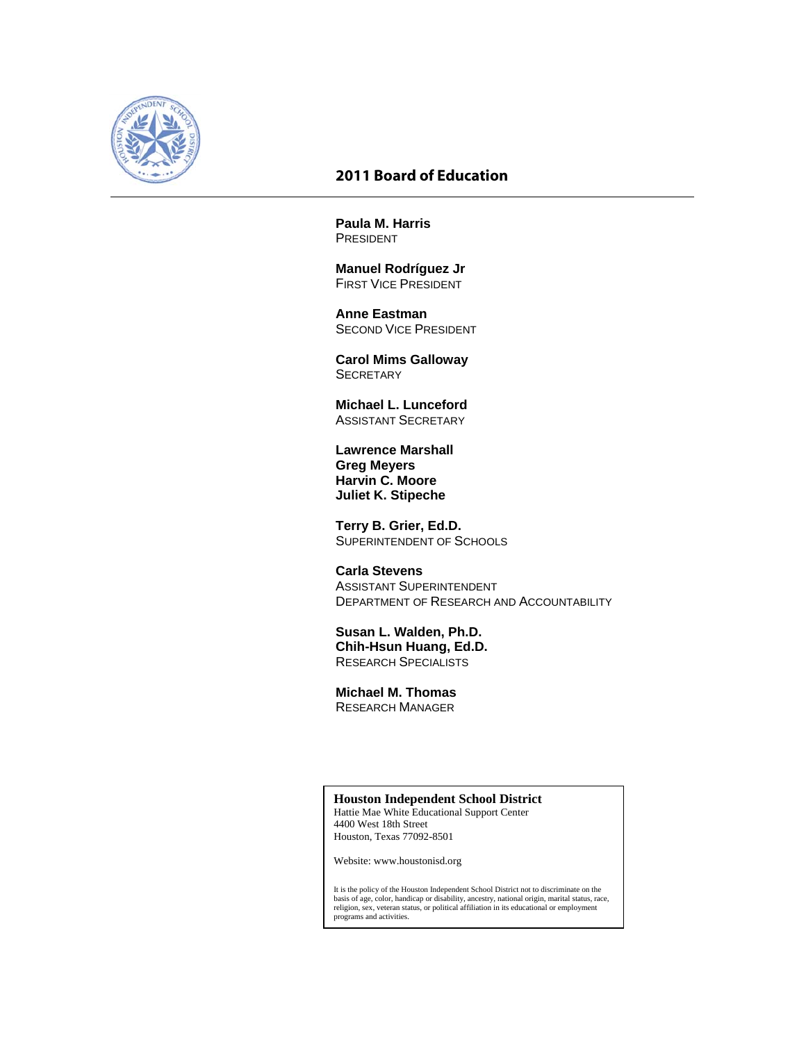## 2011 Board of Education

**Paula M. Harris**
PRESIDENT

**Manuel Rodríguez Jr**
FIRST VICE PRESIDENT

**Anne Eastman**
SECOND VICE PRESIDENT

**Carol Mims Galloway**
SECRETARY

**Michael L. Lunceford**
ASSISTANT SECRETARY

**Lawrence Marshall**
**Greg Meyers**
**Harvin C. Moore**
**Juliet K. Stipeche**

**Terry B. Grier, Ed.D.**
SUPERINTENDENT OF SCHOOLS

**Carla Stevens**
ASSISTANT SUPERINTENDENT
DEPARTMENT OF RESEARCH AND ACCOUNTABILITY

**Susan L. Walden, Ph.D.**
**Chih-Hsun Huang, Ed.D.**
RESEARCH SPECIALISTS

**Michael M. Thomas**
RESEARCH MANAGER

**Houston Independent School District**
Hattie Mae White Educational Support Center
4400 West 18th Street
Houston, Texas 77092-8501

Website: www.houstonisd.org

It is the policy of the Houston Independent School District not to discriminate on the basis of age, color, handicap or disability, ancestry, national origin, marital status, race, religion, sex, veteran status, or political affiliation in its educational or employment programs and activities.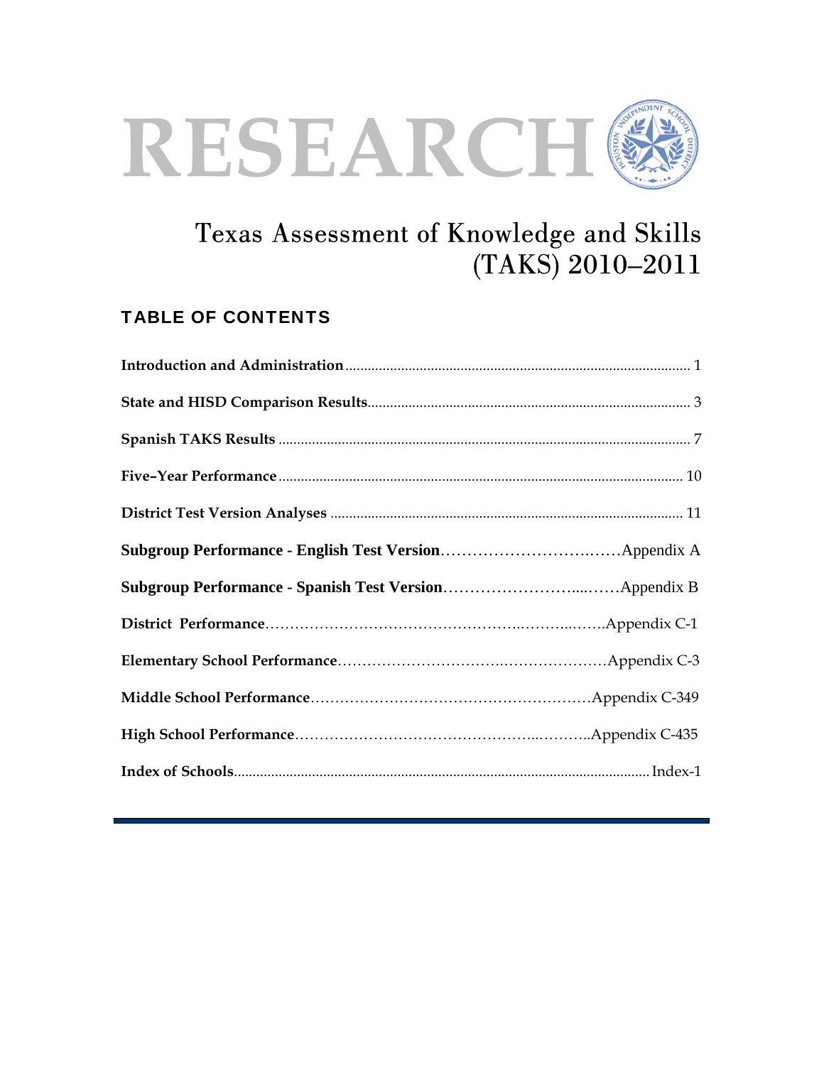# RESEARCH

## Texas Assessment of Knowledge and Skills (TAKS) 2010–2011

### TABLE OF CONTENTS

**Introduction and Administration** .................................................... 1

**State and HISD Comparison Results** .................................................... 3

**Spanish TAKS Results** .................................................... 7

**Five–Year Performance** .................................................... 10

**District Test Version Analyses** .................................................... 11

**Subgroup Performance - English Test Version** .................................................... Appendix A

**Subgroup Performance - Spanish Test Version** .................................................... Appendix B

**District Performance** .................................................... Appendix C-1

**Elementary School Performance** .................................................... Appendix C-3

**Middle School Performance** .................................................... Appendix C-349

**High School Performance** .................................................... Appendix C-435

**Index of Schools** .................................................... Index-1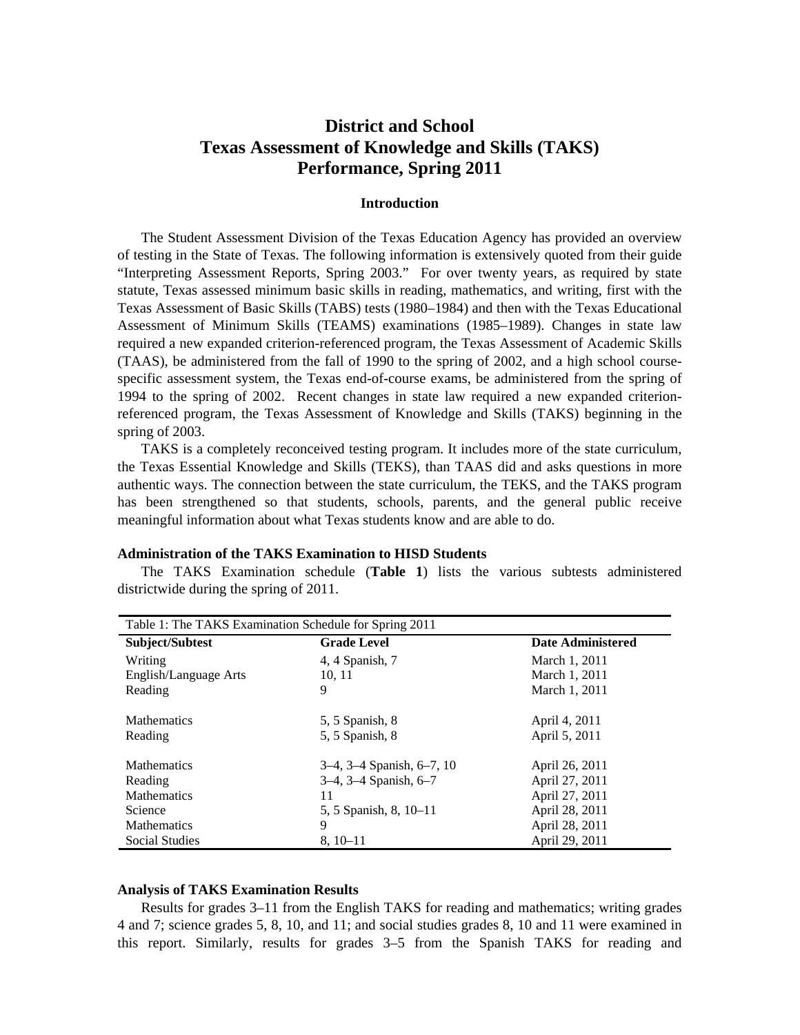# District and School Texas Assessment of Knowledge and Skills (TAKS) Performance, Spring 2011

## Introduction

The Student Assessment Division of the Texas Education Agency has provided an overview of testing in the State of Texas. The following information is extensively quoted from their guide "Interpreting Assessment Reports, Spring 2003." For over twenty years, as required by state statute, Texas assessed minimum basic skills in reading, mathematics, and writing, first with the Texas Assessment of Basic Skills (TABS) tests (1980–1984) and then with the Texas Educational Assessment of Minimum Skills (TEAMS) examinations (1985–1989). Changes in state law required a new expanded criterion-referenced program, the Texas Assessment of Academic Skills (TAAS), be administered from the fall of 1990 to the spring of 2002, and a high school course-specific assessment system, the Texas end-of-course exams, be administered from the spring of 1994 to the spring of 2002. Recent changes in state law required a new expanded criterion-referenced program, the Texas Assessment of Knowledge and Skills (TAKS) beginning in the spring of 2003.

TAKS is a completely reconceived testing program. It includes more of the state curriculum, the Texas Essential Knowledge and Skills (TEKS), than TAAS did and asks questions in more authentic ways. The connection between the state curriculum, the TEKS, and the TAKS program has been strengthened so that students, schools, parents, and the general public receive meaningful information about what Texas students know and are able to do.

### Administration of the TAKS Examination to HISD Students

The TAKS Examination schedule (**Table 1**) lists the various subtests administered districtwide during the spring of 2011.

Table 1: The TAKS Examination Schedule for Spring 2011

| Subject/Subtest | Grade Level | Date Administered |
|---|---|---|
| Writing | 4, 4 Spanish, 7 | March 1, 2011 |
| English/Language Arts | 10, 11 | March 1, 2011 |
| Reading | 9 | March 1, 2011 |
| Mathematics | 5, 5 Spanish, 8 | April 4, 2011 |
| Reading | 5, 5 Spanish, 8 | April 5, 2011 |
| Mathematics | 3–4, 3–4 Spanish, 6–7, 10 | April 26, 2011 |
| Reading | 3–4, 3–4 Spanish, 6–7 | April 27, 2011 |
| Mathematics | 11 | April 27, 2011 |
| Science | 5, 5 Spanish, 8, 10–11 | April 28, 2011 |
| Mathematics | 9 | April 28, 2011 |
| Social Studies | 8, 10–11 | April 29, 2011 |

### Analysis of TAKS Examination Results

Results for grades 3–11 from the English TAKS for reading and mathematics; writing grades 4 and 7; science grades 5, 8, 10, and 11; and social studies grades 8, 10 and 11 were examined in this report. Similarly, results for grades 3–5 from the Spanish TAKS for reading and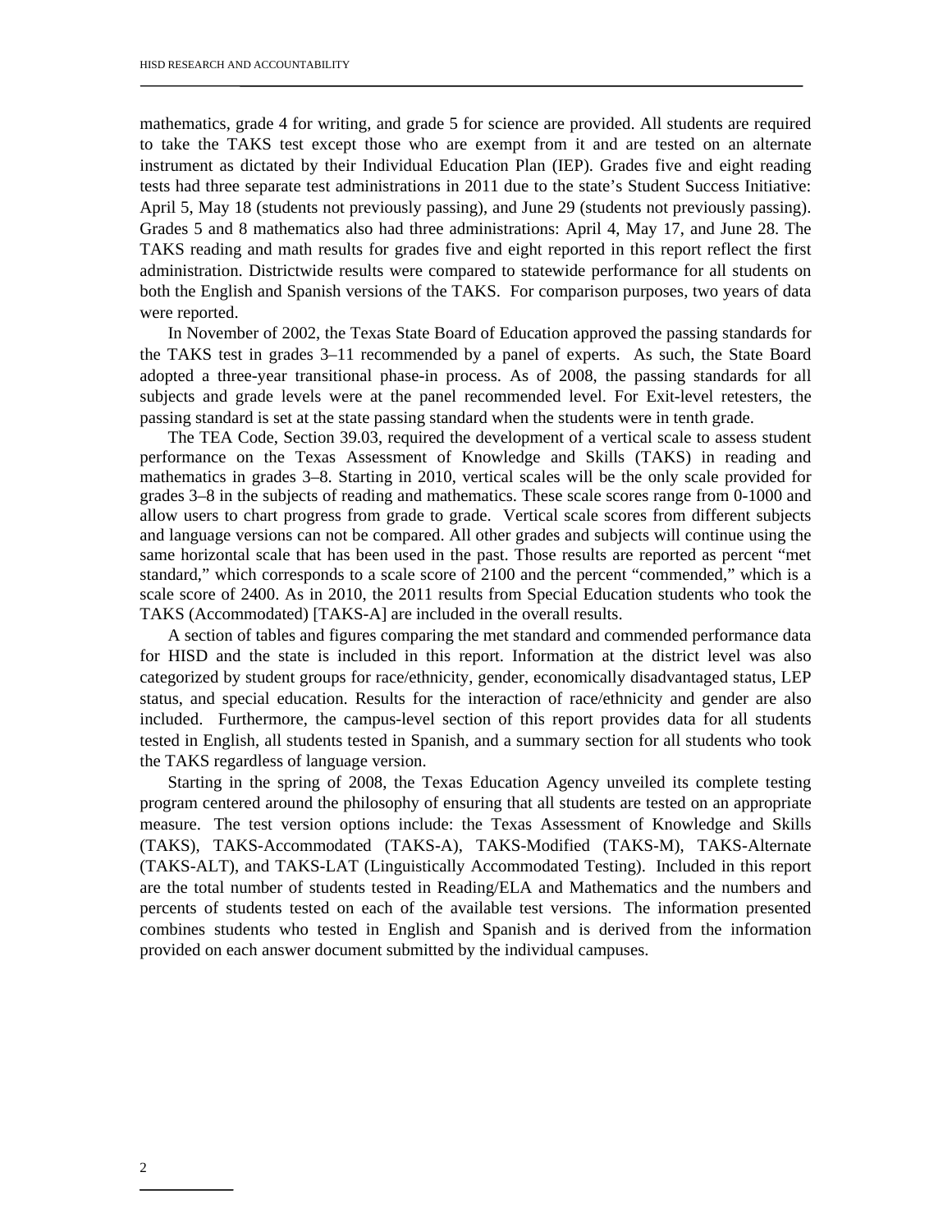mathematics, grade 4 for writing, and grade 5 for science are provided. All students are required to take the TAKS test except those who are exempt from it and are tested on an alternate instrument as dictated by their Individual Education Plan (IEP). Grades five and eight reading tests had three separate test administrations in 2011 due to the state's Student Success Initiative: April 5, May 18 (students not previously passing), and June 29 (students not previously passing). Grades 5 and 8 mathematics also had three administrations: April 4, May 17, and June 28. The TAKS reading and math results for grades five and eight reported in this report reflect the first administration. Districtwide results were compared to statewide performance for all students on both the English and Spanish versions of the TAKS. For comparison purposes, two years of data were reported.

In November of 2002, the Texas State Board of Education approved the passing standards for the TAKS test in grades 3–11 recommended by a panel of experts. As such, the State Board adopted a three-year transitional phase-in process. As of 2008, the passing standards for all subjects and grade levels were at the panel recommended level. For Exit-level retesters, the passing standard is set at the state passing standard when the students were in tenth grade.

The TEA Code, Section 39.03, required the development of a vertical scale to assess student performance on the Texas Assessment of Knowledge and Skills (TAKS) in reading and mathematics in grades 3–8. Starting in 2010, vertical scales will be the only scale provided for grades 3–8 in the subjects of reading and mathematics. These scale scores range from 0-1000 and allow users to chart progress from grade to grade. Vertical scale scores from different subjects and language versions can not be compared. All other grades and subjects will continue using the same horizontal scale that has been used in the past. Those results are reported as percent "met standard," which corresponds to a scale score of 2100 and the percent "commended," which is a scale score of 2400. As in 2010, the 2011 results from Special Education students who took the TAKS (Accommodated) [TAKS-A] are included in the overall results.

A section of tables and figures comparing the met standard and commended performance data for HISD and the state is included in this report. Information at the district level was also categorized by student groups for race/ethnicity, gender, economically disadvantaged status, LEP status, and special education. Results for the interaction of race/ethnicity and gender are also included. Furthermore, the campus-level section of this report provides data for all students tested in English, all students tested in Spanish, and a summary section for all students who took the TAKS regardless of language version.

Starting in the spring of 2008, the Texas Education Agency unveiled its complete testing program centered around the philosophy of ensuring that all students are tested on an appropriate measure. The test version options include: the Texas Assessment of Knowledge and Skills (TAKS), TAKS-Accommodated (TAKS-A), TAKS-Modified (TAKS-M), TAKS-Alternate (TAKS-ALT), and TAKS-LAT (Linguistically Accommodated Testing). Included in this report are the total number of students tested in Reading/ELA and Mathematics and the numbers and percents of students tested on each of the available test versions. The information presented combines students who tested in English and Spanish and is derived from the information provided on each answer document submitted by the individual campuses.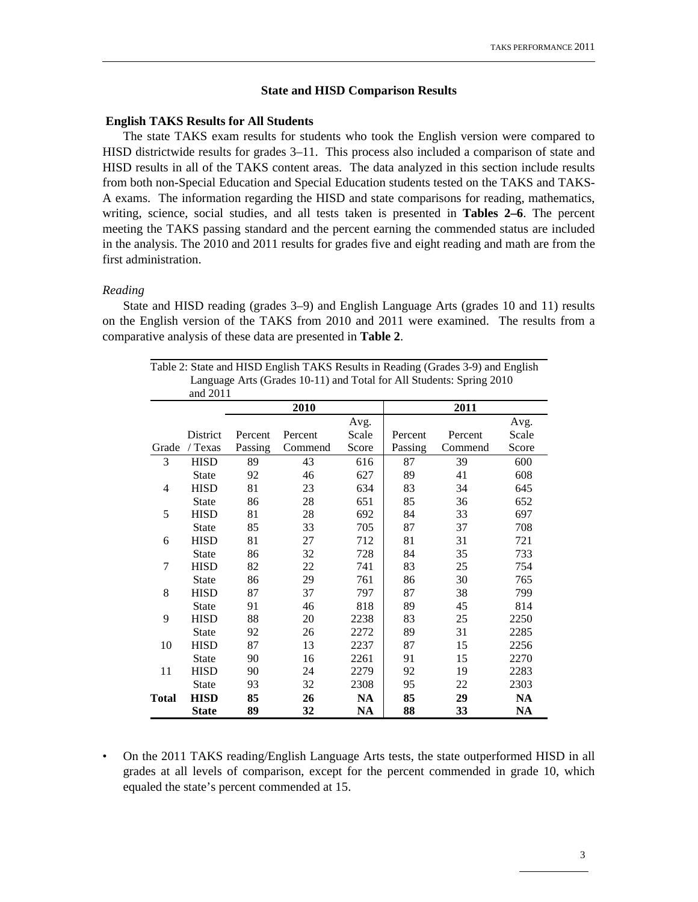## State and HISD Comparison Results

### English TAKS Results for All Students

The state TAKS exam results for students who took the English version were compared to HISD districtwide results for grades 3–11. This process also included a comparison of state and HISD results in all of the TAKS content areas. The data analyzed in this section include results from both non-Special Education and Special Education students tested on the TAKS and TAKS-A exams. The information regarding the HISD and state comparisons for reading, mathematics, writing, science, social studies, and all tests taken is presented in **Tables 2–6**. The percent meeting the TAKS passing standard and the percent earning the commended status are included in the analysis. The 2010 and 2011 results for grades five and eight reading and math are from the first administration.

*Reading*

State and HISD reading (grades 3–9) and English Language Arts (grades 10 and 11) results on the English version of the TAKS from 2010 and 2011 were examined. The results from a comparative analysis of these data are presented in **Table 2**.

Table 2: State and HISD English TAKS Results in Reading (Grades 3-9) and English Language Arts (Grades 10-11) and Total for All Students: Spring 2010 and 2011

| | | 2010 | | | 2011 | | |
|---|---|---|---|---|---|---|---|
| Grade | District / Texas | Percent Passing | Percent Commend | Avg. Scale Score | Percent Passing | Percent Commend | Avg. Scale Score |
| 3 | HISD | 89 | 43 | 616 | 87 | 39 | 600 |
| | State | 92 | 46 | 627 | 89 | 41 | 608 |
| 4 | HISD | 81 | 23 | 634 | 83 | 34 | 645 |
| | State | 86 | 28 | 651 | 85 | 36 | 652 |
| 5 | HISD | 81 | 28 | 692 | 84 | 33 | 697 |
| | State | 85 | 33 | 705 | 87 | 37 | 708 |
| 6 | HISD | 81 | 27 | 712 | 81 | 31 | 721 |
| | State | 86 | 32 | 728 | 84 | 35 | 733 |
| 7 | HISD | 82 | 22 | 741 | 83 | 25 | 754 |
| | State | 86 | 29 | 761 | 86 | 30 | 765 |
| 8 | HISD | 87 | 37 | 797 | 87 | 38 | 799 |
| | State | 91 | 46 | 818 | 89 | 45 | 814 |
| 9 | HISD | 88 | 20 | 2238 | 83 | 25 | 2250 |
| | State | 92 | 26 | 2272 | 89 | 31 | 2285 |
| 10 | HISD | 87 | 13 | 2237 | 87 | 15 | 2256 |
| | State | 90 | 16 | 2261 | 91 | 15 | 2270 |
| 11 | HISD | 90 | 24 | 2279 | 92 | 19 | 2283 |
| | State | 93 | 32 | 2308 | 95 | 22 | 2303 |
| **Total** | **HISD** | **85** | **26** | **NA** | **85** | **29** | **NA** |
| | **State** | **89** | **32** | **NA** | **88** | **33** | **NA** |

- On the 2011 TAKS reading/English Language Arts tests, the state outperformed HISD in all grades at all levels of comparison, except for the percent commended in grade 10, which equaled the state's percent commended at 15.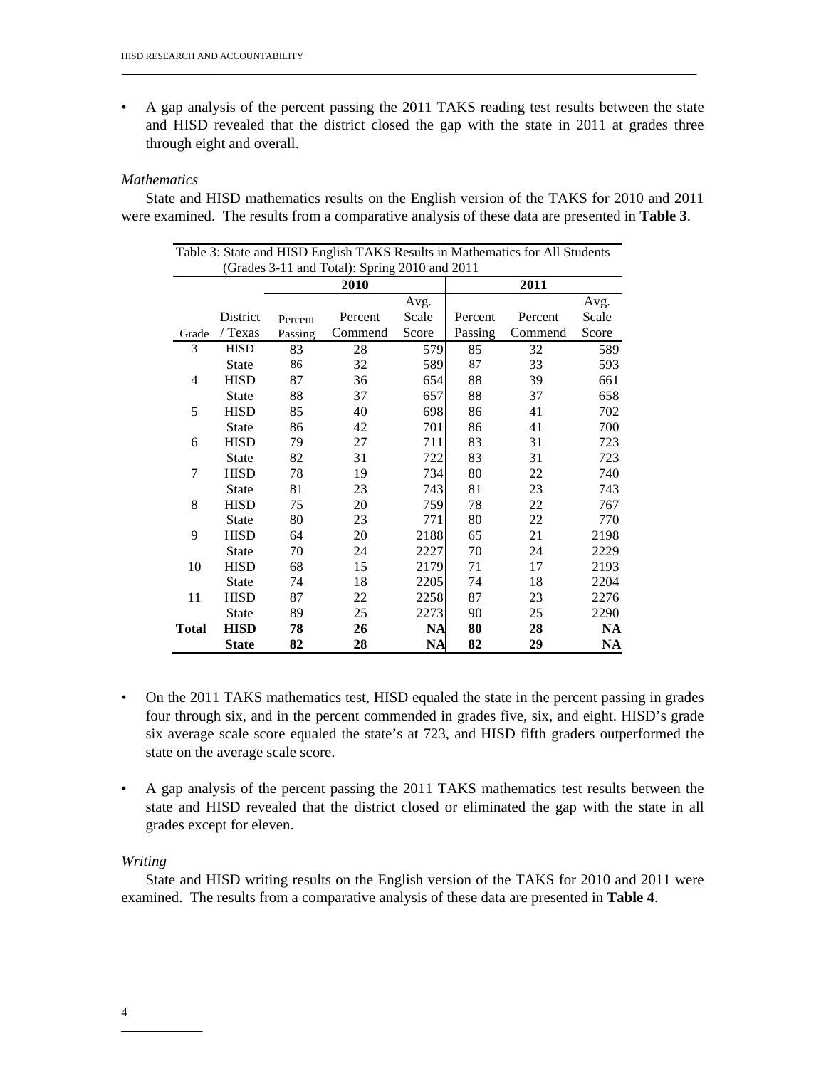- A gap analysis of the percent passing the 2011 TAKS reading test results between the state and HISD revealed that the district closed the gap with the state in 2011 at grades three through eight and overall.

*Mathematics*

State and HISD mathematics results on the English version of the TAKS for 2010 and 2011 were examined. The results from a comparative analysis of these data are presented in **Table 3**.

Table 3: State and HISD English TAKS Results in Mathematics for All Students (Grades 3-11 and Total): Spring 2010 and 2011

| | | 2010 | | | 2011 | | |
|---|---|---|---|---|---|---|---|
| Grade | District / Texas | Percent Passing | Percent Commend | Avg. Scale Score | Percent Passing | Percent Commend | Avg. Scale Score |
| 3 | HISD | 83 | 28 | 579 | 85 | 32 | 589 |
| | State | 86 | 32 | 589 | 87 | 33 | 593 |
| 4 | HISD | 87 | 36 | 654 | 88 | 39 | 661 |
| | State | 88 | 37 | 657 | 88 | 37 | 658 |
| 5 | HISD | 85 | 40 | 698 | 86 | 41 | 702 |
| | State | 86 | 42 | 701 | 86 | 41 | 700 |
| 6 | HISD | 79 | 27 | 711 | 83 | 31 | 723 |
| | State | 82 | 31 | 722 | 83 | 31 | 723 |
| 7 | HISD | 78 | 19 | 734 | 80 | 22 | 740 |
| | State | 81 | 23 | 743 | 81 | 23 | 743 |
| 8 | HISD | 75 | 20 | 759 | 78 | 22 | 767 |
| | State | 80 | 23 | 771 | 80 | 22 | 770 |
| 9 | HISD | 64 | 20 | 2188 | 65 | 21 | 2198 |
| | State | 70 | 24 | 2227 | 70 | 24 | 2229 |
| 10 | HISD | 68 | 15 | 2179 | 71 | 17 | 2193 |
| | State | 74 | 18 | 2205 | 74 | 18 | 2204 |
| 11 | HISD | 87 | 22 | 2258 | 87 | 23 | 2276 |
| | State | 89 | 25 | 2273 | 90 | 25 | 2290 |
| **Total** | **HISD** | **78** | **26** | **NA** | **80** | **28** | **NA** |
| | **State** | **82** | **28** | **NA** | **82** | **29** | **NA** |

- On the 2011 TAKS mathematics test, HISD equaled the state in the percent passing in grades four through six, and in the percent commended in grades five, six, and eight. HISD's grade six average scale score equaled the state's at 723, and HISD fifth graders outperformed the state on the average scale score.

- A gap analysis of the percent passing the 2011 TAKS mathematics test results between the state and HISD revealed that the district closed or eliminated the gap with the state in all grades except for eleven.

*Writing*

State and HISD writing results on the English version of the TAKS for 2010 and 2011 were examined. The results from a comparative analysis of these data are presented in **Table 4**.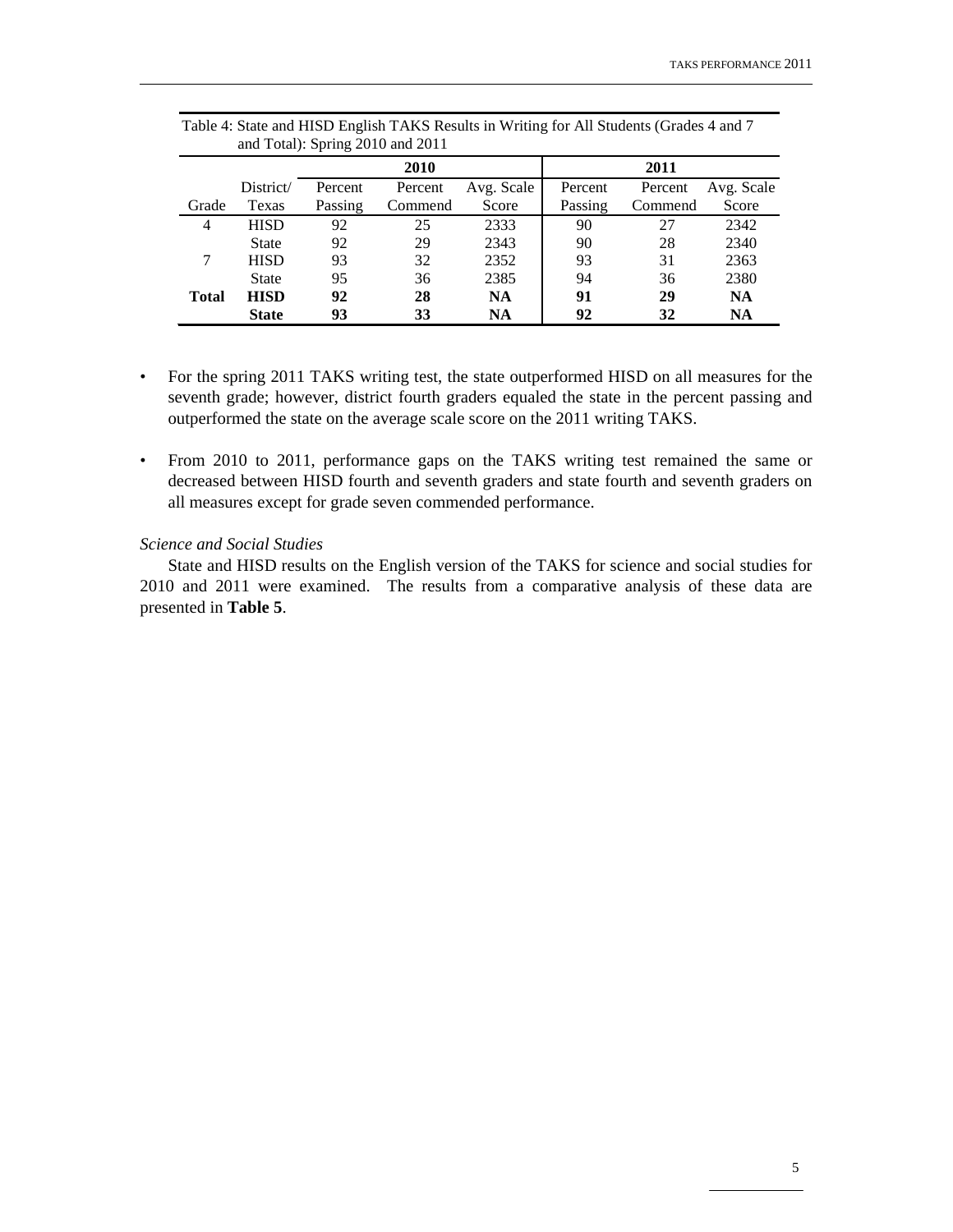Table 4: State and HISD English TAKS Results in Writing for All Students (Grades 4 and 7 and Total): Spring 2010 and 2011

| | | 2010 | | | 2011 | | |
|---|---|---|---|---|---|---|---|
| Grade | District/ Texas | Percent Passing | Percent Commend | Avg. Scale Score | Percent Passing | Percent Commend | Avg. Scale Score |
| 4 | HISD | 92 | 25 | 2333 | 90 | 27 | 2342 |
| | State | 92 | 29 | 2343 | 90 | 28 | 2340 |
| 7 | HISD | 93 | 32 | 2352 | 93 | 31 | 2363 |
| | State | 95 | 36 | 2385 | 94 | 36 | 2380 |
| **Total** | **HISD** | **92** | **28** | **NA** | **91** | **29** | **NA** |
| | **State** | **93** | **33** | **NA** | **92** | **32** | **NA** |

- For the spring 2011 TAKS writing test, the state outperformed HISD on all measures for the seventh grade; however, district fourth graders equaled the state in the percent passing and outperformed the state on the average scale score on the 2011 writing TAKS.

- From 2010 to 2011, performance gaps on the TAKS writing test remained the same or decreased between HISD fourth and seventh graders and state fourth and seventh graders on all measures except for grade seven commended performance.

*Science and Social Studies*

State and HISD results on the English version of the TAKS for science and social studies for 2010 and 2011 were examined. The results from a comparative analysis of these data are presented in **Table 5**.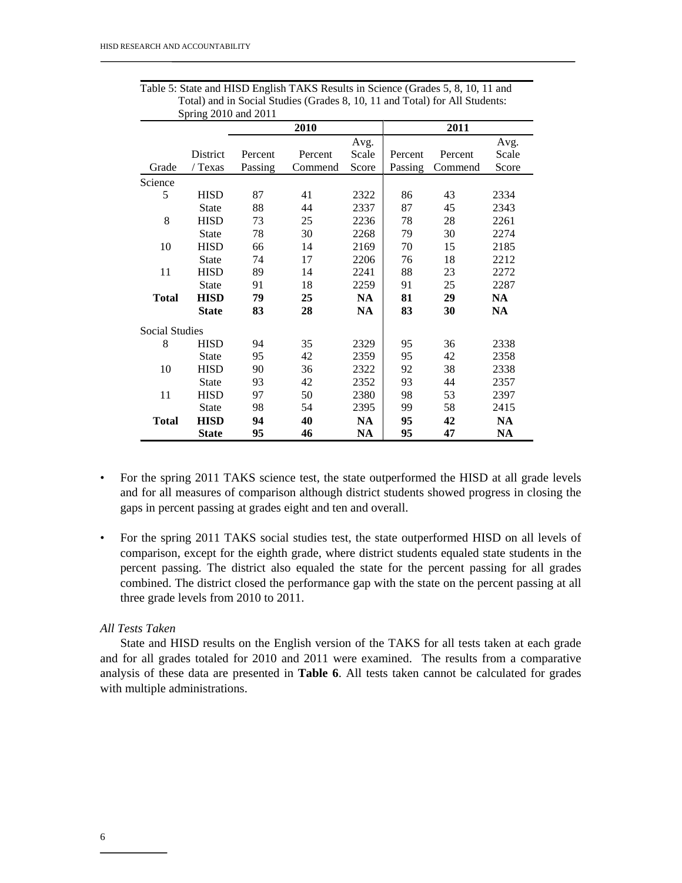Table 5: State and HISD English TAKS Results in Science (Grades 5, 8, 10, 11 and Total) and in Social Studies (Grades 8, 10, 11 and Total) for All Students: Spring 2010 and 2011

| | | 2010 | | | 2011 | | |
|---|---|---|---|---|---|---|---|
| Grade | District / Texas | Percent Passing | Percent Commend | Avg. Scale Score | Percent Passing | Percent Commend | Avg. Scale Score |
| Science | | | | | | | |
| 5 | HISD | 87 | 41 | 2322 | 86 | 43 | 2334 |
| | State | 88 | 44 | 2337 | 87 | 45 | 2343 |
| 8 | HISD | 73 | 25 | 2236 | 78 | 28 | 2261 |
| | State | 78 | 30 | 2268 | 79 | 30 | 2274 |
| 10 | HISD | 66 | 14 | 2169 | 70 | 15 | 2185 |
| | State | 74 | 17 | 2206 | 76 | 18 | 2212 |
| 11 | HISD | 89 | 14 | 2241 | 88 | 23 | 2272 |
| | State | 91 | 18 | 2259 | 91 | 25 | 2287 |
| **Total** | **HISD** | **79** | **25** | **NA** | **81** | **29** | **NA** |
| | **State** | **83** | **28** | **NA** | **83** | **30** | **NA** |
| Social Studies | | | | | | | |
| 8 | HISD | 94 | 35 | 2329 | 95 | 36 | 2338 |
| | State | 95 | 42 | 2359 | 95 | 42 | 2358 |
| 10 | HISD | 90 | 36 | 2322 | 92 | 38 | 2338 |
| | State | 93 | 42 | 2352 | 93 | 44 | 2357 |
| 11 | HISD | 97 | 50 | 2380 | 98 | 53 | 2397 |
| | State | 98 | 54 | 2395 | 99 | 58 | 2415 |
| **Total** | **HISD** | **94** | **40** | **NA** | **95** | **42** | **NA** |
| | **State** | **95** | **46** | **NA** | **95** | **47** | **NA** |

- For the spring 2011 TAKS science test, the state outperformed the HISD at all grade levels and for all measures of comparison although district students showed progress in closing the gaps in percent passing at grades eight and ten and overall.

- For the spring 2011 TAKS social studies test, the state outperformed HISD on all levels of comparison, except for the eighth grade, where district students equaled state students in the percent passing. The district also equaled the state for the percent passing for all grades combined. The district closed the performance gap with the state on the percent passing at all three grade levels from 2010 to 2011.

*All Tests Taken*

State and HISD results on the English version of the TAKS for all tests taken at each grade and for all grades totaled for 2010 and 2011 were examined. The results from a comparative analysis of these data are presented in **Table 6**. All tests taken cannot be calculated for grades with multiple administrations.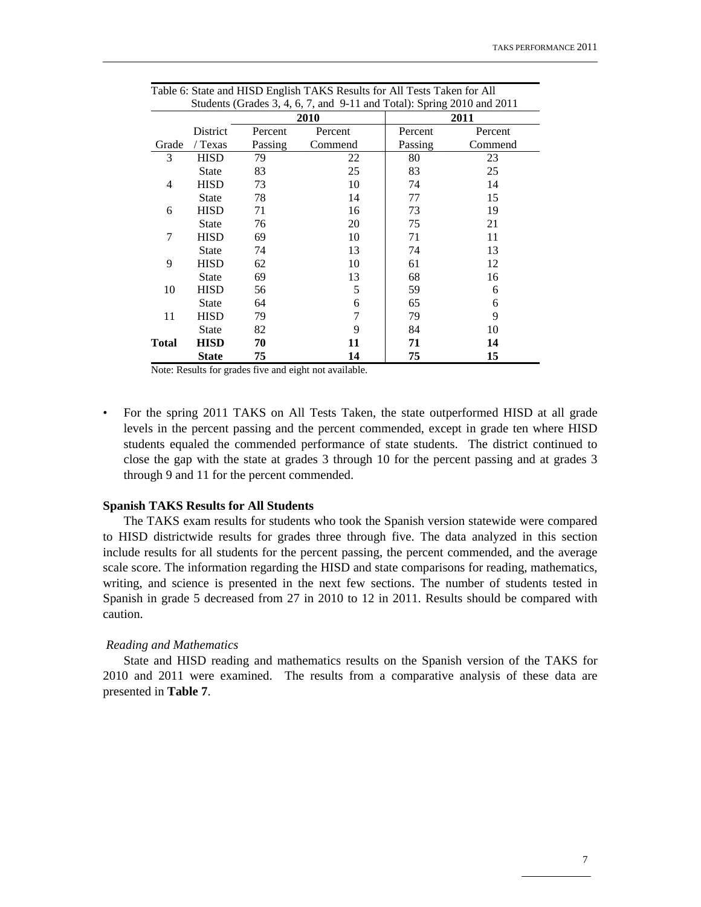Table 6: State and HISD English TAKS Results for All Tests Taken for All Students (Grades 3, 4, 6, 7, and 9-11 and Total): Spring 2010 and 2011

| | | 2010 | | 2011 | |
|---|---|---|---|---|---|
| Grade | District / Texas | Percent Passing | Percent Commend | Percent Passing | Percent Commend |
| 3 | HISD | 79 | 22 | 80 | 23 |
| | State | 83 | 25 | 83 | 25 |
| 4 | HISD | 73 | 10 | 74 | 14 |
| | State | 78 | 14 | 77 | 15 |
| 6 | HISD | 71 | 16 | 73 | 19 |
| | State | 76 | 20 | 75 | 21 |
| 7 | HISD | 69 | 10 | 71 | 11 |
| | State | 74 | 13 | 74 | 13 |
| 9 | HISD | 62 | 10 | 61 | 12 |
| | State | 69 | 13 | 68 | 16 |
| 10 | HISD | 56 | 5 | 59 | 6 |
| | State | 64 | 6 | 65 | 6 |
| 11 | HISD | 79 | 7 | 79 | 9 |
| | State | 82 | 9 | 84 | 10 |
| **Total** | **HISD** | **70** | **11** | **71** | **14** |
| | **State** | **75** | **14** | **75** | **15** |

Note: Results for grades five and eight not available.

- For the spring 2011 TAKS on All Tests Taken, the state outperformed HISD at all grade levels in the percent passing and the percent commended, except in grade ten where HISD students equaled the commended performance of state students. The district continued to close the gap with the state at grades 3 through 10 for the percent passing and at grades 3 through 9 and 11 for the percent commended.

**Spanish TAKS Results for All Students**

The TAKS exam results for students who took the Spanish version statewide were compared to HISD districtwide results for grades three through five. The data analyzed in this section include results for all students for the percent passing, the percent commended, and the average scale score. The information regarding the HISD and state comparisons for reading, mathematics, writing, and science is presented in the next few sections. The number of students tested in Spanish in grade 5 decreased from 27 in 2010 to 12 in 2011. Results should be compared with caution.

*Reading and Mathematics*

State and HISD reading and mathematics results on the Spanish version of the TAKS for 2010 and 2011 were examined. The results from a comparative analysis of these data are presented in **Table 7**.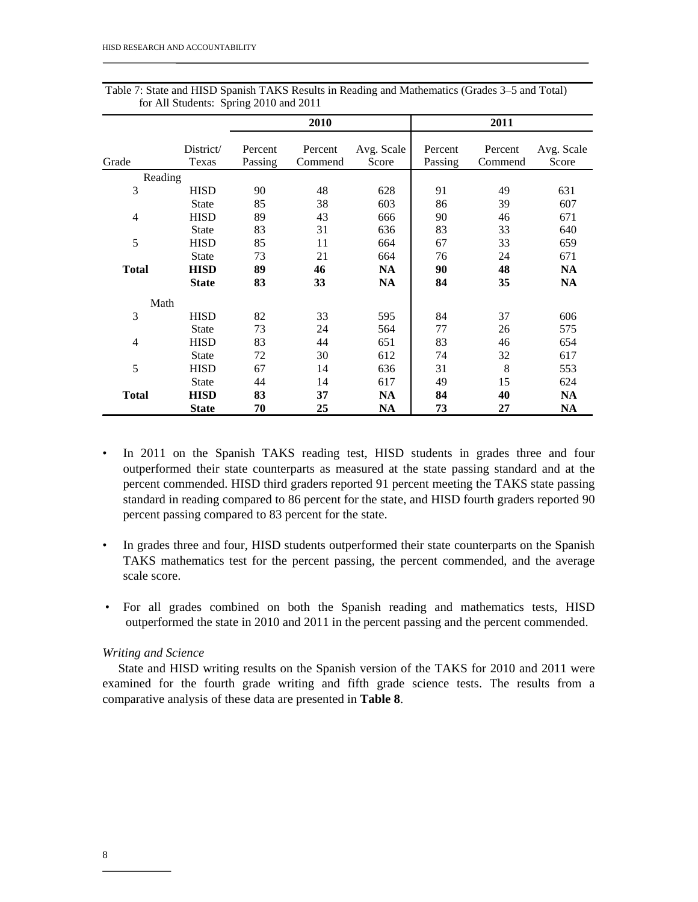Table 7: State and HISD Spanish TAKS Results in Reading and Mathematics (Grades 3–5 and Total) for All Students: Spring 2010 and 2011

| | | 2010 | | | 2011 | | |
|---|---|---|---|---|---|---|---|
| Grade | District/ Texas | Percent Passing | Percent Commend | Avg. Scale Score | Percent Passing | Percent Commend | Avg. Scale Score |
| Reading | | | | | | | |
| 3 | HISD | 90 | 48 | 628 | 91 | 49 | 631 |
| | State | 85 | 38 | 603 | 86 | 39 | 607 |
| 4 | HISD | 89 | 43 | 666 | 90 | 46 | 671 |
| | State | 83 | 31 | 636 | 83 | 33 | 640 |
| 5 | HISD | 85 | 11 | 664 | 67 | 33 | 659 |
| | State | 73 | 21 | 664 | 76 | 24 | 671 |
| **Total** | **HISD** | **89** | **46** | **NA** | **90** | **48** | **NA** |
| | **State** | **83** | **33** | **NA** | **84** | **35** | **NA** |
| Math | | | | | | | |
| 3 | HISD | 82 | 33 | 595 | 84 | 37 | 606 |
| | State | 73 | 24 | 564 | 77 | 26 | 575 |
| 4 | HISD | 83 | 44 | 651 | 83 | 46 | 654 |
| | State | 72 | 30 | 612 | 74 | 32 | 617 |
| 5 | HISD | 67 | 14 | 636 | 31 | 8 | 553 |
| | State | 44 | 14 | 617 | 49 | 15 | 624 |
| **Total** | **HISD** | **83** | **37** | **NA** | **84** | **40** | **NA** |
| | **State** | **70** | **25** | **NA** | **73** | **27** | **NA** |

- In 2011 on the Spanish TAKS reading test, HISD students in grades three and four outperformed their state counterparts as measured at the state passing standard and at the percent commended. HISD third graders reported 91 percent meeting the TAKS state passing standard in reading compared to 86 percent for the state, and HISD fourth graders reported 90 percent passing compared to 83 percent for the state.

- In grades three and four, HISD students outperformed their state counterparts on the Spanish TAKS mathematics test for the percent passing, the percent commended, and the average scale score.

- For all grades combined on both the Spanish reading and mathematics tests, HISD outperformed the state in 2010 and 2011 in the percent passing and the percent commended.

*Writing and Science*

State and HISD writing results on the Spanish version of the TAKS for 2010 and 2011 were examined for the fourth grade writing and fifth grade science tests. The results from a comparative analysis of these data are presented in **Table 8**.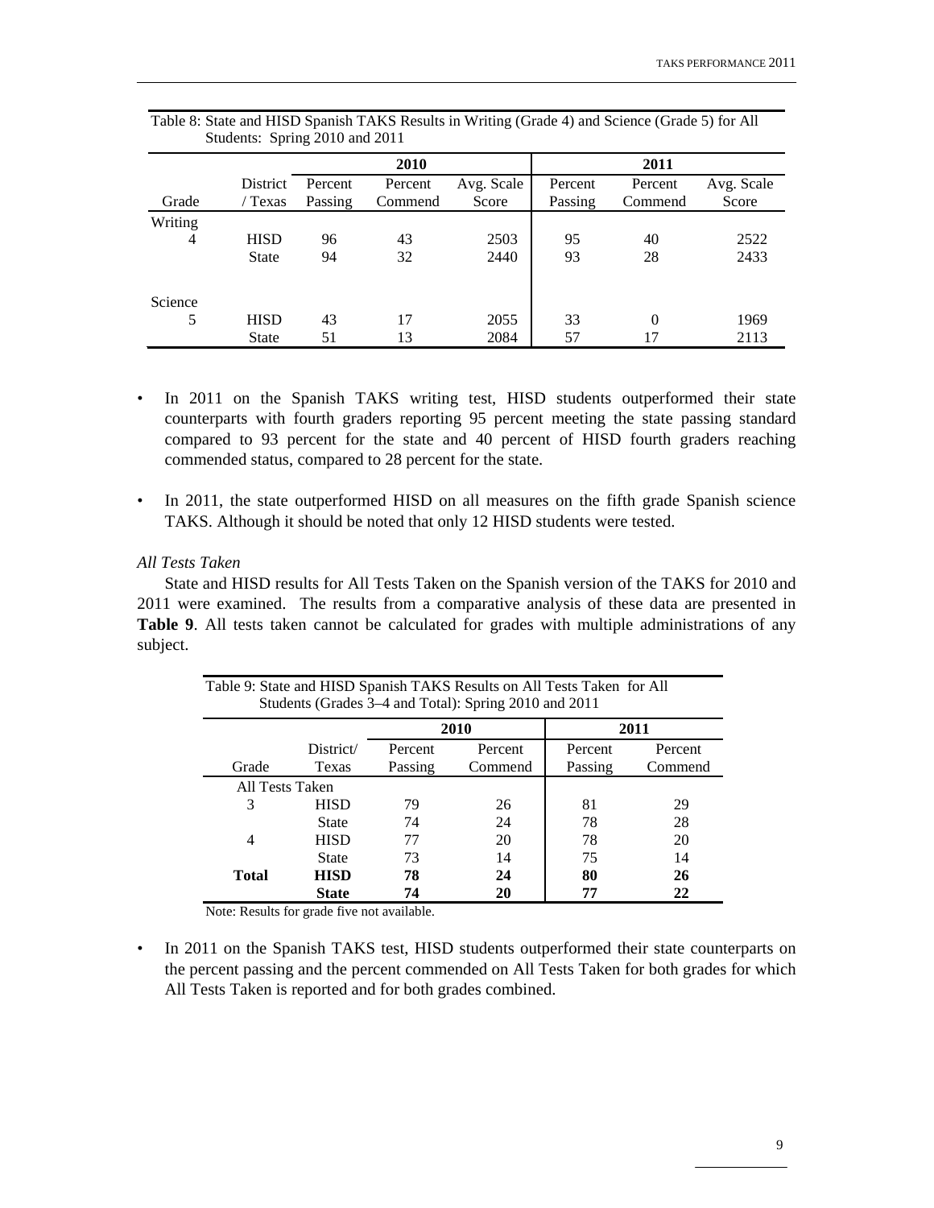Table 8: State and HISD Spanish TAKS Results in Writing (Grade 4) and Science (Grade 5) for All Students: Spring 2010 and 2011

| | | 2010 | | | 2011 | | |
|---|---|---|---|---|---|---|---|
| Grade | District / Texas | Percent Passing | Percent Commend | Avg. Scale Score | Percent Passing | Percent Commend | Avg. Scale Score |
| Writing | | | | | | | |
| 4 | HISD | 96 | 43 | 2503 | 95 | 40 | 2522 |
| | State | 94 | 32 | 2440 | 93 | 28 | 2433 |
| Science | | | | | | | |
| 5 | HISD | 43 | 17 | 2055 | 33 | 0 | 1969 |
| | State | 51 | 13 | 2084 | 57 | 17 | 2113 |

- In 2011 on the Spanish TAKS writing test, HISD students outperformed their state counterparts with fourth graders reporting 95 percent meeting the state passing standard compared to 93 percent for the state and 40 percent of HISD fourth graders reaching commended status, compared to 28 percent for the state.

- In 2011, the state outperformed HISD on all measures on the fifth grade Spanish science TAKS. Although it should be noted that only 12 HISD students were tested.

*All Tests Taken*

State and HISD results for All Tests Taken on the Spanish version of the TAKS for 2010 and 2011 were examined. The results from a comparative analysis of these data are presented in **Table 9**. All tests taken cannot be calculated for grades with multiple administrations of any subject.

Table 9: State and HISD Spanish TAKS Results on All Tests Taken for All Students (Grades 3–4 and Total): Spring 2010 and 2011

| | | 2010 | | 2011 | |
|---|---|---|---|---|---|
| Grade | District/ Texas | Percent Passing | Percent Commend | Percent Passing | Percent Commend |
| All Tests Taken | | | | | |
| 3 | HISD | 79 | 26 | 81 | 29 |
| | State | 74 | 24 | 78 | 28 |
| 4 | HISD | 77 | 20 | 78 | 20 |
| | State | 73 | 14 | 75 | 14 |
| **Total** | **HISD** | **78** | **24** | **80** | **26** |
| | **State** | **74** | **20** | **77** | **22** |

Note: Results for grade five not available.

- In 2011 on the Spanish TAKS test, HISD students outperformed their state counterparts on the percent passing and the percent commended on All Tests Taken for both grades for which All Tests Taken is reported and for both grades combined.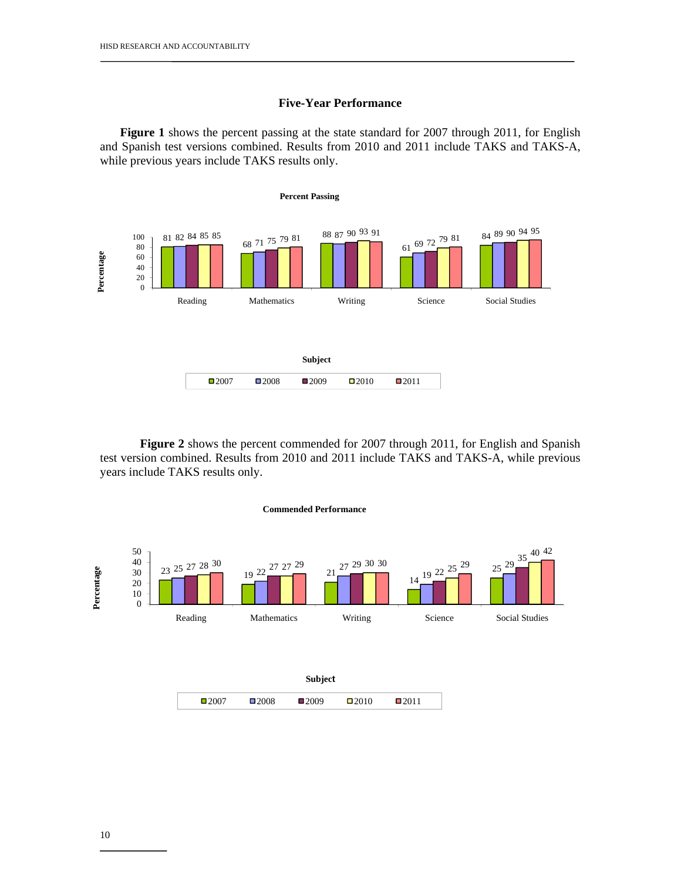## Five-Year Performance

**Figure 1** shows the percent passing at the state standard for 2007 through 2011, for English and Spanish test versions combined. Results from 2010 and 2011 include TAKS and TAKS-A, while previous years include TAKS results only.

**Percent Passing**

| Subject | 2007 | 2008 | 2009 | 2010 | 2011 |
|---|---|---|---|---|---|
| Reading | 81 | 82 | 84 | 85 | 85 |
| Mathematics | 68 | 71 | 75 | 79 | 81 |
| Writing | 88 | 87 | 90 | 93 | 91 |
| Science | 61 | 69 | 72 | 79 | 81 |
| Social Studies | 84 | 89 | 90 | 94 | 95 |

**Figure 2** shows the percent commended for 2007 through 2011, for English and Spanish test version combined. Results from 2010 and 2011 include TAKS and TAKS-A, while previous years include TAKS results only.

**Commended Performance**

| Subject | 2007 | 2008 | 2009 | 2010 | 2011 |
|---|---|---|---|---|---|
| Reading | 23 | 25 | 27 | 28 | 30 |
| Mathematics | 19 | 22 | 27 | 27 | 29 |
| Writing | 21 | 27 | 29 | 30 | 30 |
| Science | 14 | 19 | 22 | 25 | 29 |
| Social Studies | 25 | 29 | 35 | 40 | 42 |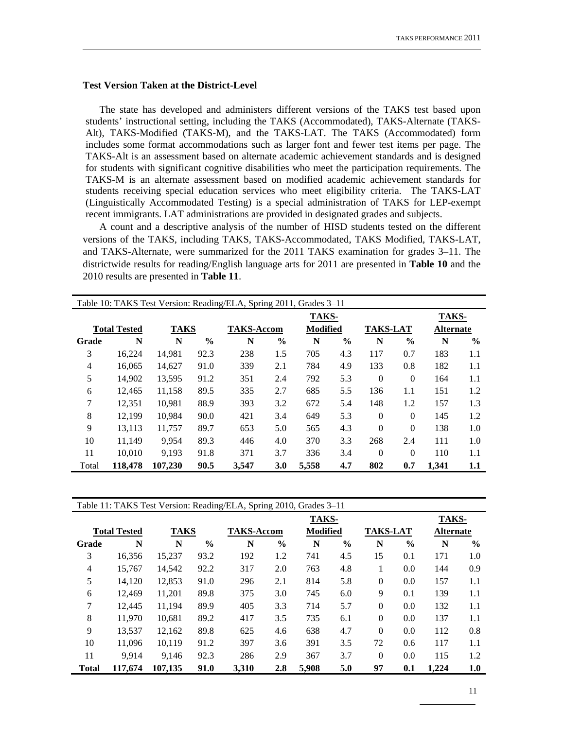### Test Version Taken at the District-Level

The state has developed and administers different versions of the TAKS test based upon students' instructional setting, including the TAKS (Accommodated), TAKS-Alternate (TAKS-Alt), TAKS-Modified (TAKS-M), and the TAKS-LAT. The TAKS (Accommodated) form includes some format accommodations such as larger font and fewer test items per page. The TAKS-Alt is an assessment based on alternate academic achievement standards and is designed for students with significant cognitive disabilities who meet the participation requirements. The TAKS-M is an alternate assessment based on modified academic achievement standards for students receiving special education services who meet eligibility criteria. The TAKS-LAT (Linguistically Accommodated Testing) is a special administration of TAKS for LEP-exempt recent immigrants. LAT administrations are provided in designated grades and subjects.

A count and a descriptive analysis of the number of HISD students tested on the different versions of the TAKS, including TAKS, TAKS-Accommodated, TAKS Modified, TAKS-LAT, and TAKS-Alternate, were summarized for the 2011 TAKS examination for grades 3–11. The districtwide results for reading/English language arts for 2011 are presented in **Table 10** and the 2010 results are presented in **Table 11**.

Table 10: TAKS Test Version: Reading/ELA, Spring 2011, Grades 3–11

| | Total Tested | TAKS | | TAKS-Accom | | TAKS-Modified | | TAKS-LAT | | TAKS-Alternate | |
|---|---|---|---|---|---|---|---|---|---|---|---|
| **Grade** | **N** | **N** | **%** | **N** | **%** | **N** | **%** | **N** | **%** | **N** | **%** |
| 3 | 16,224 | 14,981 | 92.3 | 238 | 1.5 | 705 | 4.3 | 117 | 0.7 | 183 | 1.1 |
| 4 | 16,065 | 14,627 | 91.0 | 339 | 2.1 | 784 | 4.9 | 133 | 0.8 | 182 | 1.1 |
| 5 | 14,902 | 13,595 | 91.2 | 351 | 2.4 | 792 | 5.3 | 0 | 0 | 164 | 1.1 |
| 6 | 12,465 | 11,158 | 89.5 | 335 | 2.7 | 685 | 5.5 | 136 | 1.1 | 151 | 1.2 |
| 7 | 12,351 | 10,981 | 88.9 | 393 | 3.2 | 672 | 5.4 | 148 | 1.2 | 157 | 1.3 |
| 8 | 12,199 | 10,984 | 90.0 | 421 | 3.4 | 649 | 5.3 | 0 | 0 | 145 | 1.2 |
| 9 | 13,113 | 11,757 | 89.7 | 653 | 5.0 | 565 | 4.3 | 0 | 0 | 138 | 1.0 |
| 10 | 11,149 | 9,954 | 89.3 | 446 | 4.0 | 370 | 3.3 | 268 | 2.4 | 111 | 1.0 |
| 11 | 10,010 | 9,193 | 91.8 | 371 | 3.7 | 336 | 3.4 | 0 | 0 | 110 | 1.1 |
| Total | **118,478** | **107,230** | **90.5** | **3,547** | **3.0** | **5,558** | **4.7** | **802** | **0.7** | **1,341** | **1.1** |

Table 11: TAKS Test Version: Reading/ELA, Spring 2010, Grades 3–11

| | Total Tested | TAKS | | TAKS-Accom | | TAKS-Modified | | TAKS-LAT | | TAKS-Alternate | |
|---|---|---|---|---|---|---|---|---|---|---|---|
| **Grade** | **N** | **N** | **%** | **N** | **%** | **N** | **%** | **N** | **%** | **N** | **%** |
| 3 | 16,356 | 15,237 | 93.2 | 192 | 1.2 | 741 | 4.5 | 15 | 0.1 | 171 | 1.0 |
| 4 | 15,767 | 14,542 | 92.2 | 317 | 2.0 | 763 | 4.8 | 1 | 0.0 | 144 | 0.9 |
| 5 | 14,120 | 12,853 | 91.0 | 296 | 2.1 | 814 | 5.8 | 0 | 0.0 | 157 | 1.1 |
| 6 | 12,469 | 11,201 | 89.8 | 375 | 3.0 | 745 | 6.0 | 9 | 0.1 | 139 | 1.1 |
| 7 | 12,445 | 11,194 | 89.9 | 405 | 3.3 | 714 | 5.7 | 0 | 0.0 | 132 | 1.1 |
| 8 | 11,970 | 10,681 | 89.2 | 417 | 3.5 | 735 | 6.1 | 0 | 0.0 | 137 | 1.1 |
| 9 | 13,537 | 12,162 | 89.8 | 625 | 4.6 | 638 | 4.7 | 0 | 0.0 | 112 | 0.8 |
| 10 | 11,096 | 10,119 | 91.2 | 397 | 3.6 | 391 | 3.5 | 72 | 0.6 | 117 | 1.1 |
| 11 | 9,914 | 9,146 | 92.3 | 286 | 2.9 | 367 | 3.7 | 0 | 0.0 | 115 | 1.2 |
| **Total** | **117,674** | **107,135** | **91.0** | **3,310** | **2.8** | **5,908** | **5.0** | **97** | **0.1** | **1,224** | **1.0** |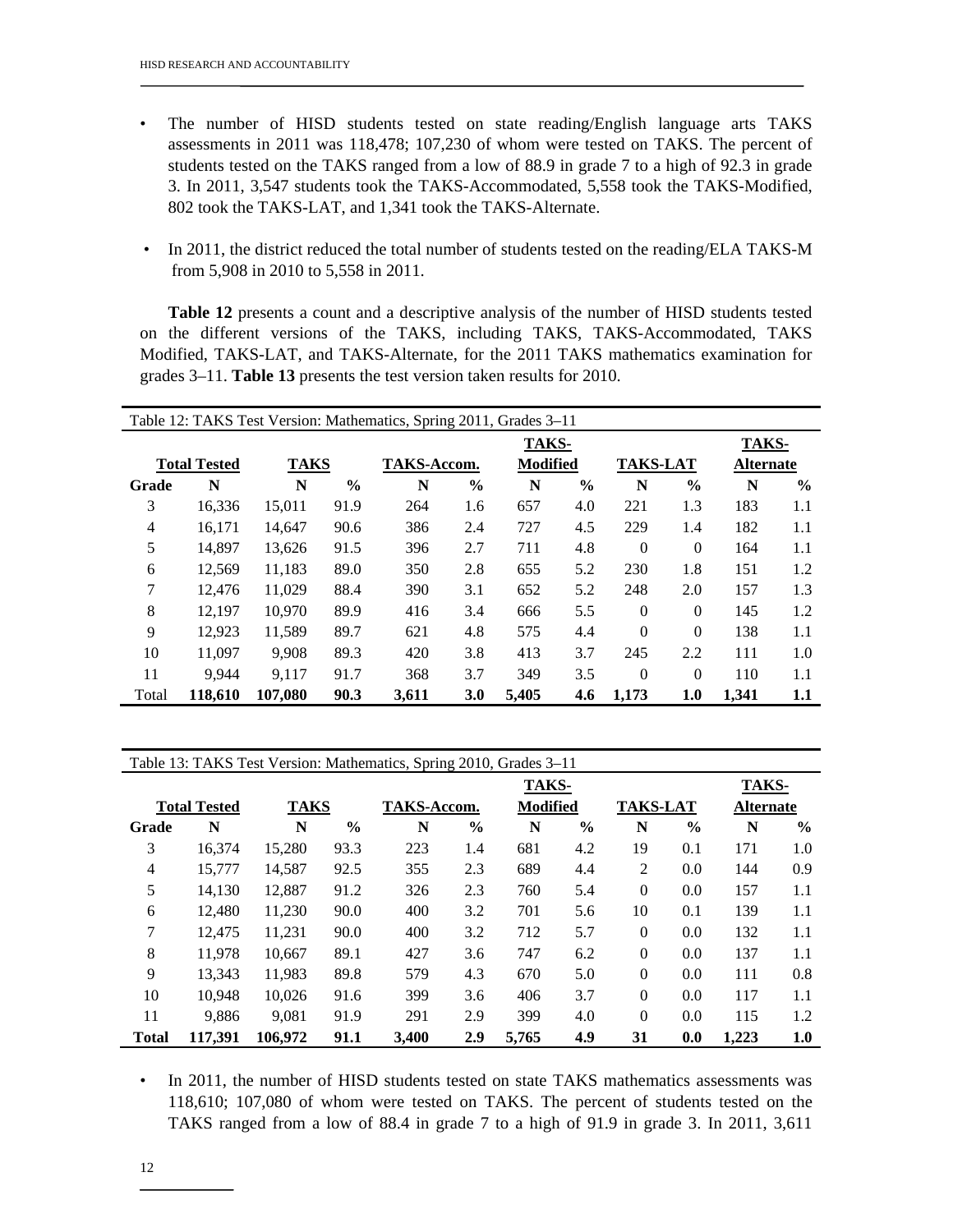- The number of HISD students tested on state reading/English language arts TAKS assessments in 2011 was 118,478; 107,230 of whom were tested on TAKS. The percent of students tested on the TAKS ranged from a low of 88.9 in grade 7 to a high of 92.3 in grade 3. In 2011, 3,547 students took the TAKS-Accommodated, 5,558 took the TAKS-Modified, 802 took the TAKS-LAT, and 1,341 took the TAKS-Alternate.

- In 2011, the district reduced the total number of students tested on the reading/ELA TAKS-M from 5,908 in 2010 to 5,558 in 2011.

**Table 12** presents a count and a descriptive analysis of the number of HISD students tested on the different versions of the TAKS, including TAKS, TAKS-Accommodated, TAKS Modified, TAKS-LAT, and TAKS-Alternate, for the 2011 TAKS mathematics examination for grades 3–11. **Table 13** presents the test version taken results for 2010.

Table 12: TAKS Test Version: Mathematics, Spring 2011, Grades 3–11

| | Total Tested | TAKS | | TAKS-Accom. | | TAKS-Modified | | TAKS-LAT | | TAKS-Alternate | |
|---|---|---|---|---|---|---|---|---|---|---|---|
| **Grade** | **N** | **N** | **%** | **N** | **%** | **N** | **%** | **N** | **%** | **N** | **%** |
| 3 | 16,336 | 15,011 | 91.9 | 264 | 1.6 | 657 | 4.0 | 221 | 1.3 | 183 | 1.1 |
| 4 | 16,171 | 14,647 | 90.6 | 386 | 2.4 | 727 | 4.5 | 229 | 1.4 | 182 | 1.1 |
| 5 | 14,897 | 13,626 | 91.5 | 396 | 2.7 | 711 | 4.8 | 0 | 0 | 164 | 1.1 |
| 6 | 12,569 | 11,183 | 89.0 | 350 | 2.8 | 655 | 5.2 | 230 | 1.8 | 151 | 1.2 |
| 7 | 12,476 | 11,029 | 88.4 | 390 | 3.1 | 652 | 5.2 | 248 | 2.0 | 157 | 1.3 |
| 8 | 12,197 | 10,970 | 89.9 | 416 | 3.4 | 666 | 5.5 | 0 | 0 | 145 | 1.2 |
| 9 | 12,923 | 11,589 | 89.7 | 621 | 4.8 | 575 | 4.4 | 0 | 0 | 138 | 1.1 |
| 10 | 11,097 | 9,908 | 89.3 | 420 | 3.8 | 413 | 3.7 | 245 | 2.2 | 111 | 1.0 |
| 11 | 9,944 | 9,117 | 91.7 | 368 | 3.7 | 349 | 3.5 | 0 | 0 | 110 | 1.1 |
| Total | **118,610** | **107,080** | **90.3** | **3,611** | **3.0** | **5,405** | **4.6** | **1,173** | **1.0** | **1,341** | **1.1** |

Table 13: TAKS Test Version: Mathematics, Spring 2010, Grades 3–11

| | Total Tested | TAKS | | TAKS-Accom. | | TAKS-Modified | | TAKS-LAT | | TAKS-Alternate | |
|---|---|---|---|---|---|---|---|---|---|---|---|
| **Grade** | **N** | **N** | **%** | **N** | **%** | **N** | **%** | **N** | **%** | **N** | **%** |
| 3 | 16,374 | 15,280 | 93.3 | 223 | 1.4 | 681 | 4.2 | 19 | 0.1 | 171 | 1.0 |
| 4 | 15,777 | 14,587 | 92.5 | 355 | 2.3 | 689 | 4.4 | 2 | 0.0 | 144 | 0.9 |
| 5 | 14,130 | 12,887 | 91.2 | 326 | 2.3 | 760 | 5.4 | 0 | 0.0 | 157 | 1.1 |
| 6 | 12,480 | 11,230 | 90.0 | 400 | 3.2 | 701 | 5.6 | 10 | 0.1 | 139 | 1.1 |
| 7 | 12,475 | 11,231 | 90.0 | 400 | 3.2 | 712 | 5.7 | 0 | 0.0 | 132 | 1.1 |
| 8 | 11,978 | 10,667 | 89.1 | 427 | 3.6 | 747 | 6.2 | 0 | 0.0 | 137 | 1.1 |
| 9 | 13,343 | 11,983 | 89.8 | 579 | 4.3 | 670 | 5.0 | 0 | 0.0 | 111 | 0.8 |
| 10 | 10,948 | 10,026 | 91.6 | 399 | 3.6 | 406 | 3.7 | 0 | 0.0 | 117 | 1.1 |
| 11 | 9,886 | 9,081 | 91.9 | 291 | 2.9 | 399 | 4.0 | 0 | 0.0 | 115 | 1.2 |
| **Total** | **117,391** | **106,972** | **91.1** | **3,400** | **2.9** | **5,765** | **4.9** | **31** | **0.0** | **1,223** | **1.0** |

- In 2011, the number of HISD students tested on state TAKS mathematics assessments was 118,610; 107,080 of whom were tested on TAKS. The percent of students tested on the TAKS ranged from a low of 88.4 in grade 7 to a high of 91.9 in grade 3. In 2011, 3,611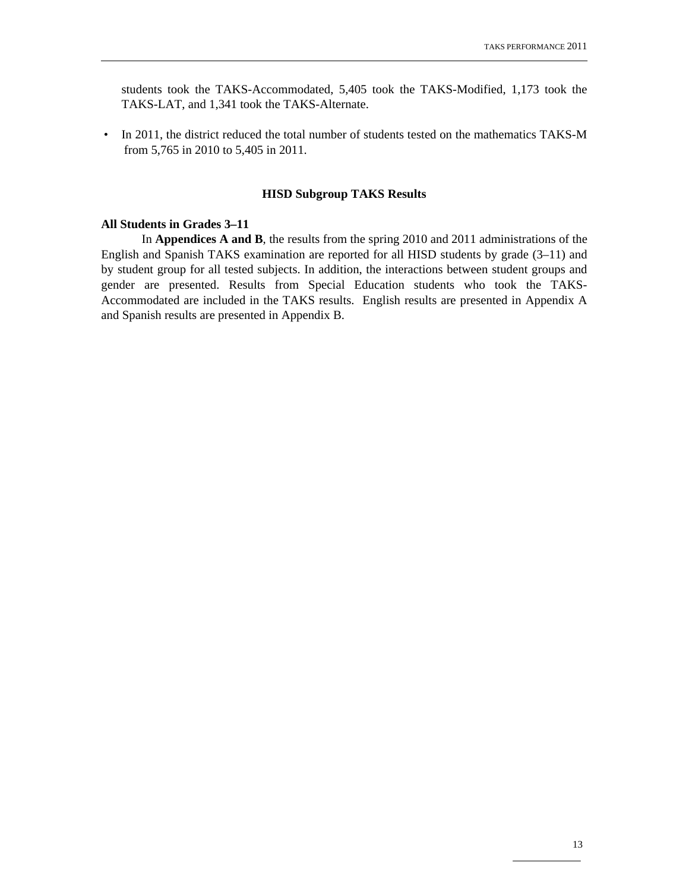students took the TAKS-Accommodated, 5,405 took the TAKS-Modified, 1,173 took the TAKS-LAT, and 1,341 took the TAKS-Alternate.

- In 2011, the district reduced the total number of students tested on the mathematics TAKS-M from 5,765 in 2010 to 5,405 in 2011.

## HISD Subgroup TAKS Results

**All Students in Grades 3–11**

In **Appendices A and B**, the results from the spring 2010 and 2011 administrations of the English and Spanish TAKS examination are reported for all HISD students by grade (3–11) and by student group for all tested subjects. In addition, the interactions between student groups and gender are presented. Results from Special Education students who took the TAKS-Accommodated are included in the TAKS results. English results are presented in Appendix A and Spanish results are presented in Appendix B.